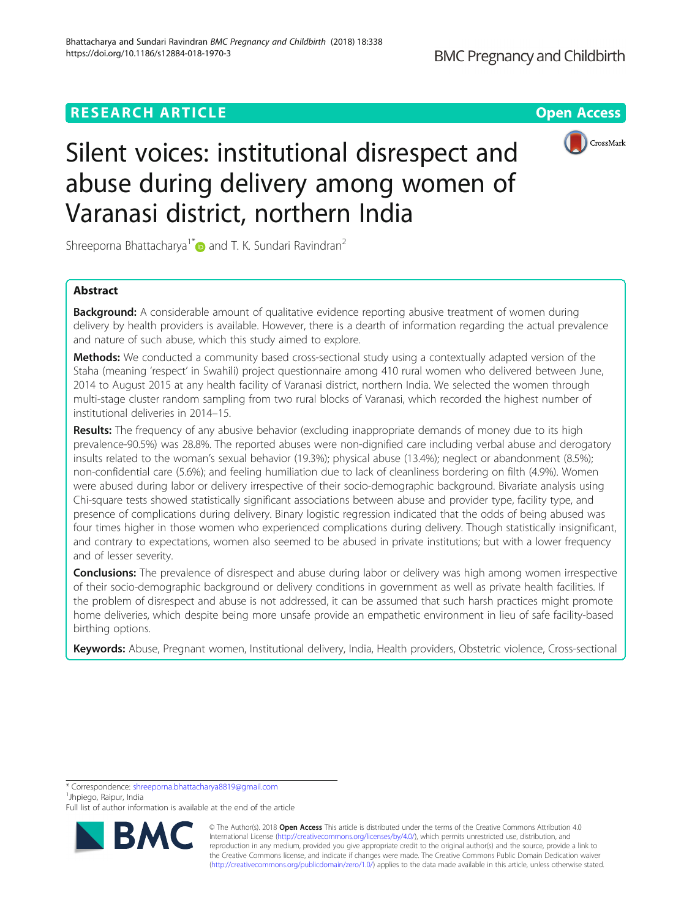RESEARCH ARTICLE

Open Access

# Silent voices: institutional disrespect and abuse during delivery among women of Varanasi district, northern India

Shreeporna Bhattacharya[1*] and T. K. Sundari Ravindran[2]

## Abstract

**Background:** A considerable amount of qualitative evidence reporting abusive treatment of women during delivery by health providers is available. However, there is a dearth of information regarding the actual prevalence and nature of such abuse, which this study aimed to explore.

**Methods:** We conducted a community based cross-sectional study using a contextually adapted version of the Staha (meaning 'respect' in Swahili) project questionnaire among 410 rural women who delivered between June, 2014 to August 2015 at any health facility of Varanasi district, northern India. We selected the women through multi-stage cluster random sampling from two rural blocks of Varanasi, which recorded the highest number of institutional deliveries in 2014–15.

**Results:** The frequency of any abusive behavior (excluding inappropriate demands of money due to its high prevalence-90.5%) was 28.8%. The reported abuses were non-dignified care including verbal abuse and derogatory insults related to the woman's sexual behavior (19.3%); physical abuse (13.4%); neglect or abandonment (8.5%); non-confidential care (5.6%); and feeling humiliation due to lack of cleanliness bordering on filth (4.9%). Women were abused during labor or delivery irrespective of their socio-demographic background. Bivariate analysis using Chi-square tests showed statistically significant associations between abuse and provider type, facility type, and presence of complications during delivery. Binary logistic regression indicated that the odds of being abused was four times higher in those women who experienced complications during delivery. Though statistically insignificant, and contrary to expectations, women also seemed to be abused in private institutions; but with a lower frequency and of lesser severity.

**Conclusions:** The prevalence of disrespect and abuse during labor or delivery was high among women irrespective of their socio-demographic background or delivery conditions in government as well as private health facilities. If the problem of disrespect and abuse is not addressed, it can be assumed that such harsh practices might promote home deliveries, which despite being more unsafe provide an empathetic environment in lieu of safe facility-based birthing options.

**Keywords:** Abuse, Pregnant women, Institutional delivery, India, Health providers, Obstetric violence, Cross-sectional

---

* Correspondence: shreeporna.bhattacharya8819@gmail.com
[1]Jhpiego, Raipur, India
Full list of author information is available at the end of the article

© The Author(s). 2018 **Open Access** This article is distributed under the terms of the Creative Commons Attribution 4.0 International License (http://creativecommons.org/licenses/by/4.0/), which permits unrestricted use, distribution, and reproduction in any medium, provided you give appropriate credit to the original author(s) and the source, provide a link to the Creative Commons license, and indicate if changes were made. The Creative Commons Public Domain Dedication waiver (http://creativecommons.org/publicdomain/zero/1.0/) applies to the data made available in this article, unless otherwise stated.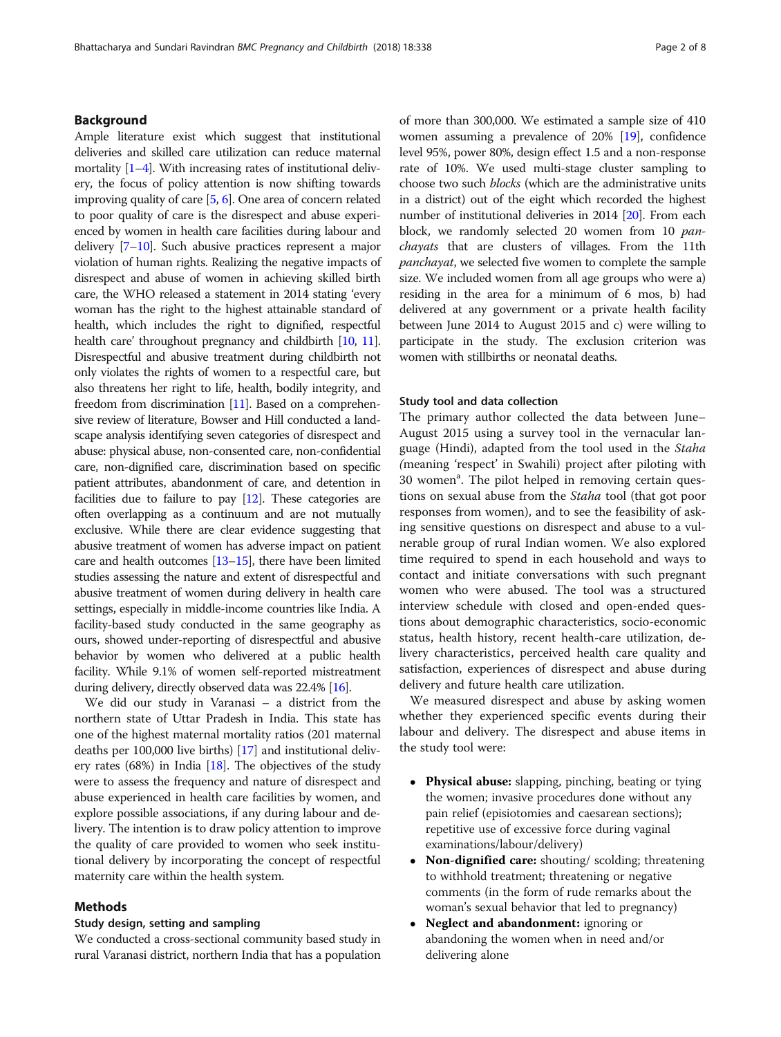## Background

Ample literature exist which suggest that institutional deliveries and skilled care utilization can reduce maternal mortality [1–4]. With increasing rates of institutional delivery, the focus of policy attention is now shifting towards improving quality of care [5, 6]. One area of concern related to poor quality of care is the disrespect and abuse experienced by women in health care facilities during labour and delivery [7–10]. Such abusive practices represent a major violation of human rights. Realizing the negative impacts of disrespect and abuse of women in achieving skilled birth care, the WHO released a statement in 2014 stating 'every woman has the right to the highest attainable standard of health, which includes the right to dignified, respectful health care' throughout pregnancy and childbirth [10, 11]. Disrespectful and abusive treatment during childbirth not only violates the rights of women to a respectful care, but also threatens her right to life, health, bodily integrity, and freedom from discrimination [11]. Based on a comprehensive review of literature, Bowser and Hill conducted a landscape analysis identifying seven categories of disrespect and abuse: physical abuse, non-consented care, non-confidential care, non-dignified care, discrimination based on specific patient attributes, abandonment of care, and detention in facilities due to failure to pay [12]. These categories are often overlapping as a continuum and are not mutually exclusive. While there are clear evidence suggesting that abusive treatment of women has adverse impact on patient care and health outcomes [13–15], there have been limited studies assessing the nature and extent of disrespectful and abusive treatment of women during delivery in health care settings, especially in middle-income countries like India. A facility-based study conducted in the same geography as ours, showed under-reporting of disrespectful and abusive behavior by women who delivered at a public health facility. While 9.1% of women self-reported mistreatment during delivery, directly observed data was 22.4% [16].

We did our study in Varanasi – a district from the northern state of Uttar Pradesh in India. This state has one of the highest maternal mortality ratios (201 maternal deaths per 100,000 live births) [17] and institutional delivery rates (68%) in India [18]. The objectives of the study were to assess the frequency and nature of disrespect and abuse experienced in health care facilities by women, and explore possible associations, if any during labour and delivery. The intention is to draw policy attention to improve the quality of care provided to women who seek institutional delivery by incorporating the concept of respectful maternity care within the health system.

## Methods

### Study design, setting and sampling

We conducted a cross-sectional community based study in rural Varanasi district, northern India that has a population of more than 300,000. We estimated a sample size of 410 women assuming a prevalence of 20% [19], confidence level 95%, power 80%, design effect 1.5 and a non-response rate of 10%. We used multi-stage cluster sampling to choose two such *blocks* (which are the administrative units in a district) out of the eight which recorded the highest number of institutional deliveries in 2014 [20]. From each block, we randomly selected 20 women from 10 *panchayats* that are clusters of villages. From the 11th *panchayat*, we selected five women to complete the sample size. We included women from all age groups who were a) residing in the area for a minimum of 6 mos, b) had delivered at any government or a private health facility between June 2014 to August 2015 and c) were willing to participate in the study. The exclusion criterion was women with stillbirths or neonatal deaths.

### Study tool and data collection

The primary author collected the data between June–August 2015 using a survey tool in the vernacular language (Hindi), adapted from the tool used in the *Staha (*meaning 'respect' in Swahili) project after piloting with 30 women[a]. The pilot helped in removing certain questions on sexual abuse from the *Staha* tool (that got poor responses from women), and to see the feasibility of asking sensitive questions on disrespect and abuse to a vulnerable group of rural Indian women. We also explored time required to spend in each household and ways to contact and initiate conversations with such pregnant women who were abused. The tool was a structured interview schedule with closed and open-ended questions about demographic characteristics, socio-economic status, health history, recent health-care utilization, delivery characteristics, perceived health care quality and satisfaction, experiences of disrespect and abuse during delivery and future health care utilization.

We measured disrespect and abuse by asking women whether they experienced specific events during their labour and delivery. The disrespect and abuse items in the study tool were:

- **Physical abuse:** slapping, pinching, beating or tying the women; invasive procedures done without any pain relief (episiotomies and caesarean sections); repetitive use of excessive force during vaginal examinations/labour/delivery)
- **Non-dignified care:** shouting/ scolding; threatening to withhold treatment; threatening or negative comments (in the form of rude remarks about the woman's sexual behavior that led to pregnancy)
- **Neglect and abandonment:** ignoring or abandoning the women when in need and/or delivering alone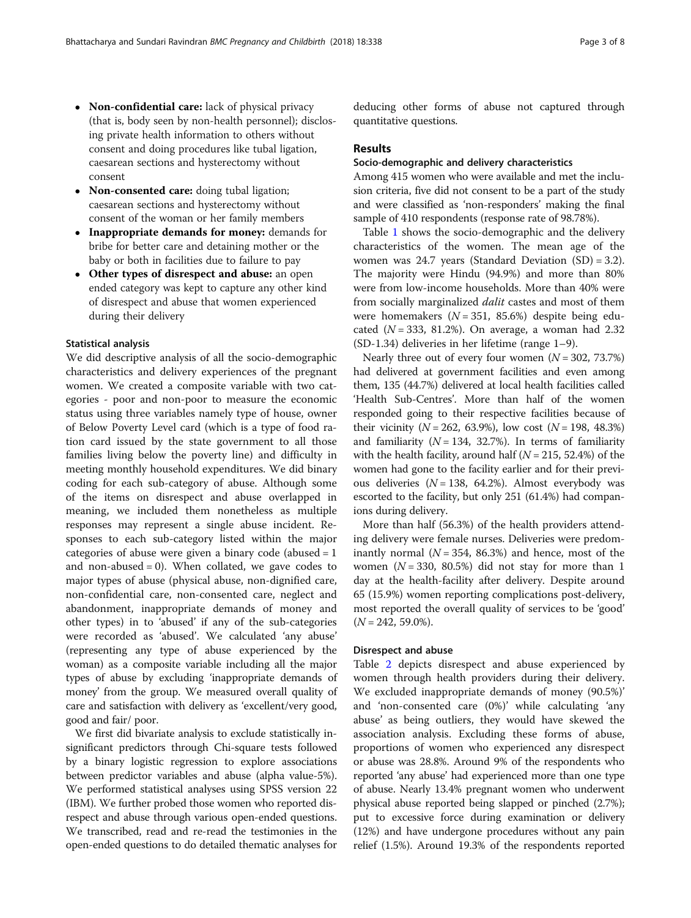- **Non-confidential care:** lack of physical privacy (that is, body seen by non-health personnel); disclosing private health information to others without consent and doing procedures like tubal ligation, caesarean sections and hysterectomy without consent
- **Non-consented care:** doing tubal ligation; caesarean sections and hysterectomy without consent of the woman or her family members
- **Inappropriate demands for money:** demands for bribe for better care and detaining mother or the baby or both in facilities due to failure to pay
- **Other types of disrespect and abuse:** an open ended category was kept to capture any other kind of disrespect and abuse that women experienced during their delivery

### Statistical analysis

We did descriptive analysis of all the socio-demographic characteristics and delivery experiences of the pregnant women. We created a composite variable with two categories - poor and non-poor to measure the economic status using three variables namely type of house, owner of Below Poverty Level card (which is a type of food ration card issued by the state government to all those families living below the poverty line) and difficulty in meeting monthly household expenditures. We did binary coding for each sub-category of abuse. Although some of the items on disrespect and abuse overlapped in meaning, we included them nonetheless as multiple responses may represent a single abuse incident. Responses to each sub-category listed within the major categories of abuse were given a binary code (abused = 1 and non-abused = 0). When collated, we gave codes to major types of abuse (physical abuse, non-dignified care, non-confidential care, non-consented care, neglect and abandonment, inappropriate demands of money and other types) in to 'abused' if any of the sub-categories were recorded as 'abused'. We calculated 'any abuse' (representing any type of abuse experienced by the woman) as a composite variable including all the major types of abuse by excluding 'inappropriate demands of money' from the group. We measured overall quality of care and satisfaction with delivery as 'excellent/very good, good and fair/ poor.

We first did bivariate analysis to exclude statistically insignificant predictors through Chi-square tests followed by a binary logistic regression to explore associations between predictor variables and abuse (alpha value-5%). We performed statistical analyses using SPSS version 22 (IBM). We further probed those women who reported disrespect and abuse through various open-ended questions. We transcribed, read and re-read the testimonies in the open-ended questions to do detailed thematic analyses for deducing other forms of abuse not captured through quantitative questions.

## Results

### Socio-demographic and delivery characteristics

Among 415 women who were available and met the inclusion criteria, five did not consent to be a part of the study and were classified as 'non-responders' making the final sample of 410 respondents (response rate of 98.78%).

Table 1 shows the socio-demographic and the delivery characteristics of the women. The mean age of the women was 24.7 years (Standard Deviation (SD) = 3.2). The majority were Hindu (94.9%) and more than 80% were from low-income households. More than 40% were from socially marginalized *dalit* castes and most of them were homemakers (*N* = 351, 85.6%) despite being educated (*N* = 333, 81.2%). On average, a woman had 2.32 (SD-1.34) deliveries in her lifetime (range 1–9).

Nearly three out of every four women (*N* = 302, 73.7%) had delivered at government facilities and even among them, 135 (44.7%) delivered at local health facilities called 'Health Sub-Centres'. More than half of the women responded going to their respective facilities because of their vicinity (*N* = 262, 63.9%), low cost (*N* = 198, 48.3%) and familiarity (*N* = 134, 32.7%). In terms of familiarity with the health facility, around half (*N* = 215, 52.4%) of the women had gone to the facility earlier and for their previous deliveries (*N* = 138, 64.2%). Almost everybody was escorted to the facility, but only 251 (61.4%) had companions during delivery.

More than half (56.3%) of the health providers attending delivery were female nurses. Deliveries were predominantly normal (*N* = 354, 86.3%) and hence, most of the women (*N* = 330, 80.5%) did not stay for more than 1 day at the health-facility after delivery. Despite around 65 (15.9%) women reporting complications post-delivery, most reported the overall quality of services to be 'good' (*N* = 242, 59.0%).

### Disrespect and abuse

Table 2 depicts disrespect and abuse experienced by women through health providers during their delivery. We excluded inappropriate demands of money (90.5%)' and 'non-consented care (0%)' while calculating 'any abuse' as being outliers, they would have skewed the association analysis. Excluding these forms of abuse, proportions of women who experienced any disrespect or abuse was 28.8%. Around 9% of the respondents who reported 'any abuse' had experienced more than one type of abuse. Nearly 13.4% pregnant women who underwent physical abuse reported being slapped or pinched (2.7%); put to excessive force during examination or delivery (12%) and have undergone procedures without any pain relief (1.5%). Around 19.3% of the respondents reported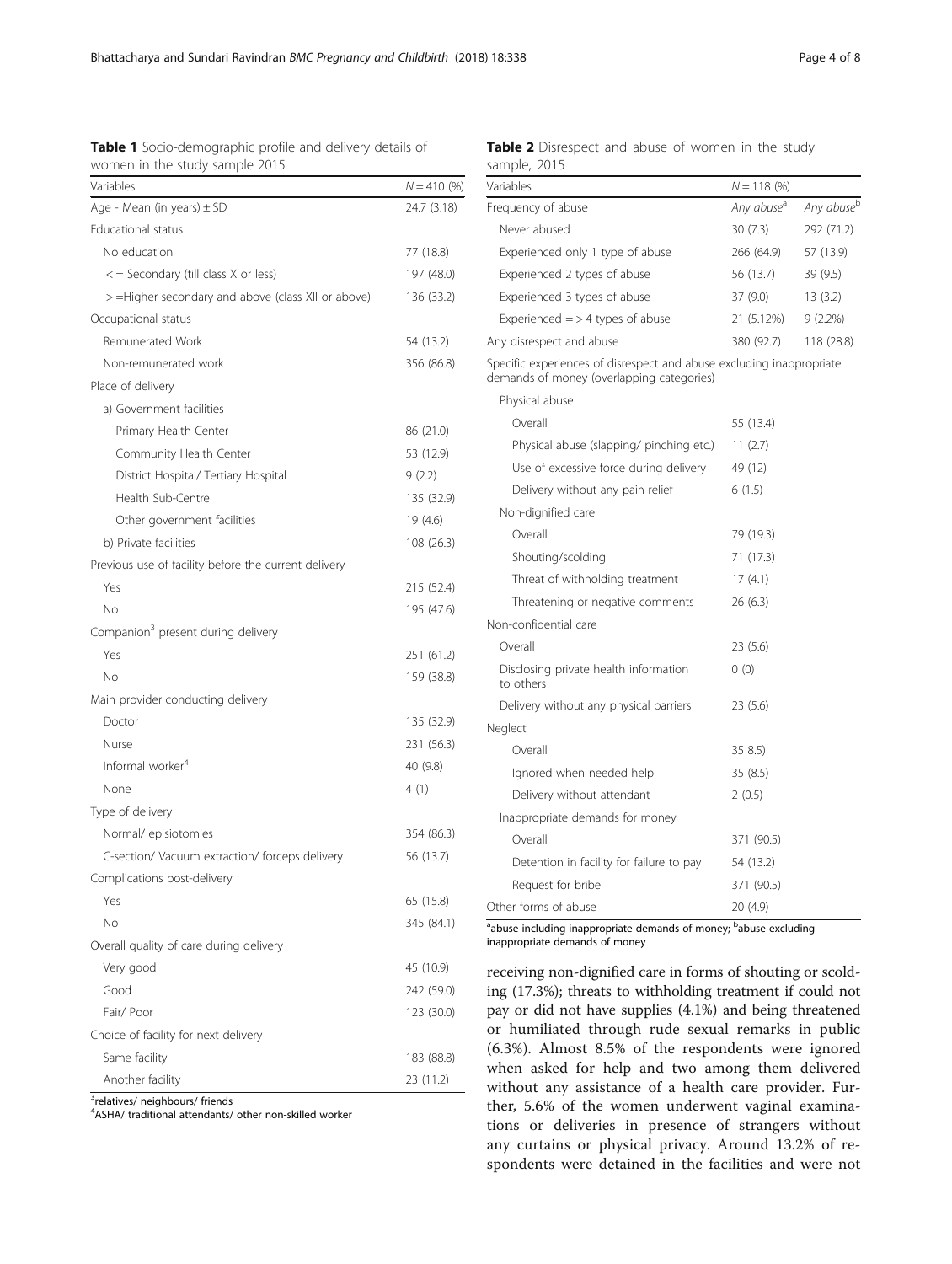**Table 1** Socio-demographic profile and delivery details of women in the study sample 2015

| Variables | $N = 410$ (%) |
|---|---|
| Age - Mean (in years) ± SD | 24.7 (3.18) |
| Educational status | |
| No education | 77 (18.8) |
| < = Secondary (till class X or less) | 197 (48.0) |
| > =Higher secondary and above (class XII or above) | 136 (33.2) |
| Occupational status | |
| Remunerated Work | 54 (13.2) |
| Non-remunerated work | 356 (86.8) |
| Place of delivery | |
| a) Government facilities | |
| Primary Health Center | 86 (21.0) |
| Community Health Center | 53 (12.9) |
| District Hospital/ Tertiary Hospital | 9 (2.2) |
| Health Sub-Centre | 135 (32.9) |
| Other government facilities | 19 (4.6) |
| b) Private facilities | 108 (26.3) |
| Previous use of facility before the current delivery | |
| Yes | 215 (52.4) |
| No | 195 (47.6) |
| Companion[3] present during delivery | |
| Yes | 251 (61.2) |
| No | 159 (38.8) |
| Main provider conducting delivery | |
| Doctor | 135 (32.9) |
| Nurse | 231 (56.3) |
| Informal worker[4] | 40 (9.8) |
| None | 4 (1) |
| Type of delivery | |
| Normal/ episiotomies | 354 (86.3) |
| C-section/ Vacuum extraction/ forceps delivery | 56 (13.7) |
| Complications post-delivery | |
| Yes | 65 (15.8) |
| No | 345 (84.1) |
| Overall quality of care during delivery | |
| Very good | 45 (10.9) |
| Good | 242 (59.0) |
| Fair/ Poor | 123 (30.0) |
| Choice of facility for next delivery | |
| Same facility | 183 (88.8) |
| Another facility | 23 (11.2) |

[3]relatives/ neighbours/ friends
[4]ASHA/ traditional attendants/ other non-skilled worker

**Table 2** Disrespect and abuse of women in the study sample, 2015

| Variables | $N = 118$ (%) | |
|---|---|---|
| Frequency of abuse | *Any abuse*[a] | *Any abuse*[b] |
| Never abused | 30 (7.3) | 292 (71.2) |
| Experienced only 1 type of abuse | 266 (64.9) | 57 (13.9) |
| Experienced 2 types of abuse | 56 (13.7) | 39 (9.5) |
| Experienced 3 types of abuse | 37 (9.0) | 13 (3.2) |
| Experienced = > 4 types of abuse | 21 (5.12%) | 9 (2.2%) |
| Any disrespect and abuse | 380 (92.7) | 118 (28.8) |
| Specific experiences of disrespect and abuse excluding inappropriate demands of money (overlapping categories) | | |
| Physical abuse | | |
| Overall | 55 (13.4) | |
| Physical abuse (slapping/ pinching etc.) | 11 (2.7) | |
| Use of excessive force during delivery | 49 (12) | |
| Delivery without any pain relief | 6 (1.5) | |
| Non-dignified care | | |
| Overall | 79 (19.3) | |
| Shouting/scolding | 71 (17.3) | |
| Threat of withholding treatment | 17 (4.1) | |
| Threatening or negative comments | 26 (6.3) | |
| Non-confidential care | | |
| Overall | 23 (5.6) | |
| Disclosing private health information to others | 0 (0) | |
| Delivery without any physical barriers | 23 (5.6) | |
| Neglect | | |
| Overall | 35 8.5) | |
| Ignored when needed help | 35 (8.5) | |
| Delivery without attendant | 2 (0.5) | |
| Inappropriate demands for money | | |
| Overall | 371 (90.5) | |
| Detention in facility for failure to pay | 54 (13.2) | |
| Request for bribe | 371 (90.5) | |
| Other forms of abuse | 20 (4.9) | |

[a]abuse including inappropriate demands of money; [b]abuse excluding inappropriate demands of money

receiving non-dignified care in forms of shouting or scolding (17.3%); threats to withholding treatment if could not pay or did not have supplies (4.1%) and being threatened or humiliated through rude sexual remarks in public (6.3%). Almost 8.5% of the respondents were ignored when asked for help and two among them delivered without any assistance of a health care provider. Further, 5.6% of the women underwent vaginal examinations or deliveries in presence of strangers without any curtains or physical privacy. Around 13.2% of respondents were detained in the facilities and were not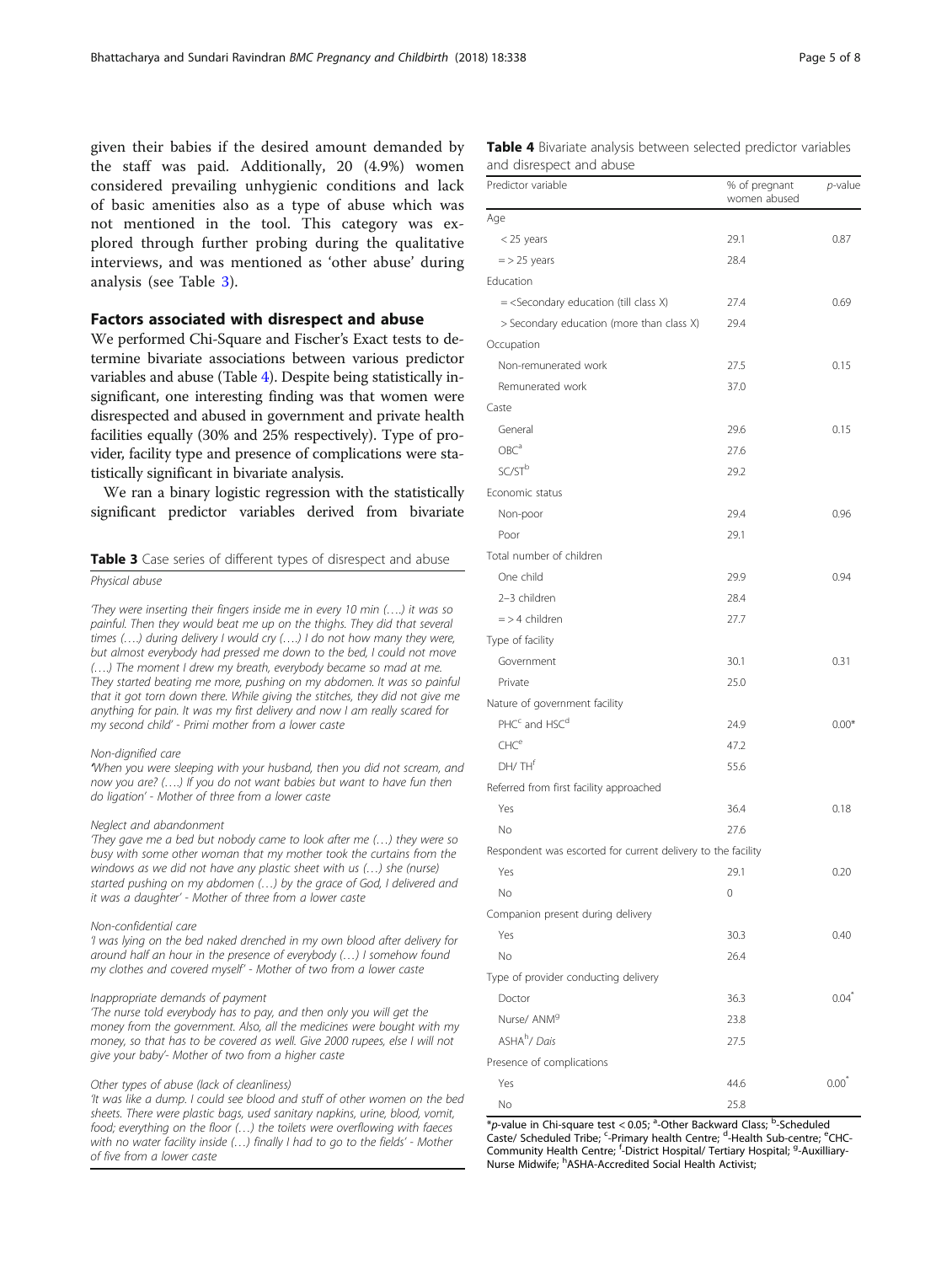given their babies if the desired amount demanded by the staff was paid. Additionally, 20 (4.9%) women considered prevailing unhygienic conditions and lack of basic amenities also as a type of abuse which was not mentioned in the tool. This category was explored through further probing during the qualitative interviews, and was mentioned as 'other abuse' during analysis (see Table 3).

## Factors associated with disrespect and abuse

We performed Chi-Square and Fischer's Exact tests to determine bivariate associations between various predictor variables and abuse (Table 4). Despite being statistically insignificant, one interesting finding was that women were disrespected and abused in government and private health facilities equally (30% and 25% respectively). Type of provider, facility type and presence of complications were statistically significant in bivariate analysis.

We ran a binary logistic regression with the statistically significant predictor variables derived from bivariate

**Table 3** Case series of different types of disrespect and abuse

*Physical abuse*

'They were inserting their fingers inside me in every 10 min (….) it was so painful. Then they would beat me up on the thighs. They did that several times (….) during delivery I would cry (….) I do not how many they were, but almost everybody had pressed me down to the bed, I could not move (….) The moment I drew my breath, everybody became so mad at me. They started beating me more, pushing on my abdomen. It was so painful that it got torn down there. While giving the stitches, they did not give me anything for pain. It was my first delivery and now I am really scared for my second child' - Primi mother from a lower caste

*Non-dignified care*

'When you were sleeping with your husband, then you did not scream, and now you are? (….) If you do not want babies but want to have fun then do ligation' - Mother of three from a lower caste

*Neglect and abandonment*

'They gave me a bed but nobody came to look after me (…) they were so busy with some other woman that my mother took the curtains from the windows as we did not have any plastic sheet with us (…) she (nurse) started pushing on my abdomen (…) by the grace of God, I delivered and it was a daughter' - Mother of three from a lower caste

*Non-confidential care*

'I was lying on the bed naked drenched in my own blood after delivery for around half an hour in the presence of everybody (…) I somehow found my clothes and covered myself' - Mother of two from a lower caste

*Inappropriate demands of payment*

'The nurse told everybody has to pay, and then only you will get the money from the government. Also, all the medicines were bought with my money, so that has to be covered as well. Give 2000 rupees, else I will not give your baby'- Mother of two from a higher caste

*Other types of abuse (lack of cleanliness)*

'It was like a dump. I could see blood and stuff of other women on the bed sheets. There were plastic bags, used sanitary napkins, urine, blood, vomit, food; everything on the floor (…) the toilets were overflowing with faeces with no water facility inside (…) finally I had to go to the fields' - Mother of five from a lower caste

**Table 4** Bivariate analysis between selected predictor variables and disrespect and abuse

| Predictor variable | % of pregnant women abused | *p*-value |
|---|---|---|
| Age | | |
| < 25 years | 29.1 | 0.87 |
| => 25 years | 28.4 | |
| Education | | |
| =<Secondary education (till class X) | 27.4 | 0.69 |
| > Secondary education (more than class X) | 29.4 | |
| Occupation | | |
| Non-remunerated work | 27.5 | 0.15 |
| Remunerated work | 37.0 | |
| Caste | | |
| General | 29.6 | 0.15 |
| OBC[a] | 27.6 | |
| SC/ST[b] | 29.2 | |
| Economic status | | |
| Non-poor | 29.4 | 0.96 |
| Poor | 29.1 | |
| Total number of children | | |
| One child | 29.9 | 0.94 |
| 2–3 children | 28.4 | |
| => 4 children | 27.7 | |
| Type of facility | | |
| Government | 30.1 | 0.31 |
| Private | 25.0 | |
| Nature of government facility | | |
| PHC[c] and HSC[d] | 24.9 | 0.00* |
| CHC[e] | 47.2 | |
| DH/ TH[f] | 55.6 | |
| Referred from first facility approached | | |
| Yes | 36.4 | 0.18 |
| No | 27.6 | |
| Respondent was escorted for current delivery to the facility | | |
| Yes | 29.1 | 0.20 |
| No | 0 | |
| Companion present during delivery | | |
| Yes | 30.3 | 0.40 |
| No | 26.4 | |
| Type of provider conducting delivery | | |
| Doctor | 36.3 | 0.04* |
| Nurse/ ANM[g] | 23.8 | |
| ASHA[h]/ *Dais* | 27.5 | |
| Presence of complications | | |
| Yes | 44.6 | 0.00* |
| No | 25.8 | |

*p-value in Chi-square test < 0.05; [a]-Other Backward Class; [b]-Scheduled Caste/ Scheduled Tribe; [c]-Primary health Centre; [d]-Health Sub-centre; [e]CHC-Community Health Centre; [f]-District Hospital/ Tertiary Hospital; [g]-Auxilliary-Nurse Midwife; [h]ASHA-Accredited Social Health Activist;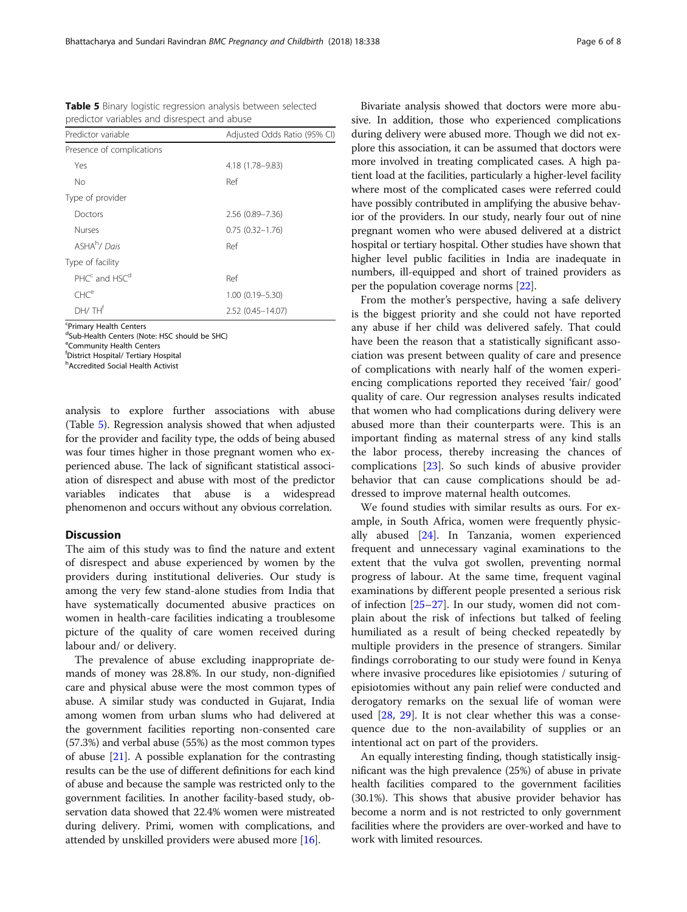**Table 5** Binary logistic regression analysis between selected predictor variables and disrespect and abuse

| Predictor variable | Adjusted Odds Ratio (95% CI) |
|---|---|
| Presence of complications | |
| Yes | 4.18 (1.78–9.83) |
| No | Ref |
| Type of provider | |
| Doctors | 2.56 (0.89–7.36) |
| Nurses | 0.75 (0.32–1.76) |
| ASHA[h]/ *Dais* | Ref |
| Type of facility | |
| PHC[c] and HSC[d] | Ref |
| CHC[e] | 1.00 (0.19–5.30) |
| DH/ TH[f] | 2.52 (0.45–14.07) |

[c]Primary Health Centers
[d]Sub-Health Centers (Note: HSC should be SHC)
[e]Community Health Centers
[f]District Hospital/ Tertiary Hospital
[h]Accredited Social Health Activist

analysis to explore further associations with abuse (Table 5). Regression analysis showed that when adjusted for the provider and facility type, the odds of being abused was four times higher in those pregnant women who experienced abuse. The lack of significant statistical association of disrespect and abuse with most of the predictor variables indicates that abuse is a widespread phenomenon and occurs without any obvious correlation.

## Discussion

The aim of this study was to find the nature and extent of disrespect and abuse experienced by women by the providers during institutional deliveries. Our study is among the very few stand-alone studies from India that have systematically documented abusive practices on women in health-care facilities indicating a troublesome picture of the quality of care women received during labour and/ or delivery.

The prevalence of abuse excluding inappropriate demands of money was 28.8%. In our study, non-dignified care and physical abuse were the most common types of abuse. A similar study was conducted in Gujarat, India among women from urban slums who had delivered at the government facilities reporting non-consented care (57.3%) and verbal abuse (55%) as the most common types of abuse [21]. A possible explanation for the contrasting results can be the use of different definitions for each kind of abuse and because the sample was restricted only to the government facilities. In another facility-based study, observation data showed that 22.4% women were mistreated during delivery. Primi, women with complications, and attended by unskilled providers were abused more [16].

Bivariate analysis showed that doctors were more abusive. In addition, those who experienced complications during delivery were abused more. Though we did not explore this association, it can be assumed that doctors were more involved in treating complicated cases. A high patient load at the facilities, particularly a higher-level facility where most of the complicated cases were referred could have possibly contributed in amplifying the abusive behavior of the providers. In our study, nearly four out of nine pregnant women who were abused delivered at a district hospital or tertiary hospital. Other studies have shown that higher level public facilities in India are inadequate in numbers, ill-equipped and short of trained providers as per the population coverage norms [22].

From the mother's perspective, having a safe delivery is the biggest priority and she could not have reported any abuse if her child was delivered safely. That could have been the reason that a statistically significant association was present between quality of care and presence of complications with nearly half of the women experiencing complications reported they received 'fair/ good' quality of care. Our regression analyses results indicated that women who had complications during delivery were abused more than their counterparts were. This is an important finding as maternal stress of any kind stalls the labor process, thereby increasing the chances of complications [23]. So such kinds of abusive provider behavior that can cause complications should be addressed to improve maternal health outcomes.

We found studies with similar results as ours. For example, in South Africa, women were frequently physically abused [24]. In Tanzania, women experienced frequent and unnecessary vaginal examinations to the extent that the vulva got swollen, preventing normal progress of labour. At the same time, frequent vaginal examinations by different people presented a serious risk of infection [25–27]. In our study, women did not complain about the risk of infections but talked of feeling humiliated as a result of being checked repeatedly by multiple providers in the presence of strangers. Similar findings corroborating to our study were found in Kenya where invasive procedures like episiotomies / suturing of episiotomies without any pain relief were conducted and derogatory remarks on the sexual life of woman were used [28, 29]. It is not clear whether this was a consequence due to the non-availability of supplies or an intentional act on part of the providers.

An equally interesting finding, though statistically insignificant was the high prevalence (25%) of abuse in private health facilities compared to the government facilities (30.1%). This shows that abusive provider behavior has become a norm and is not restricted to only government facilities where the providers are over-worked and have to work with limited resources.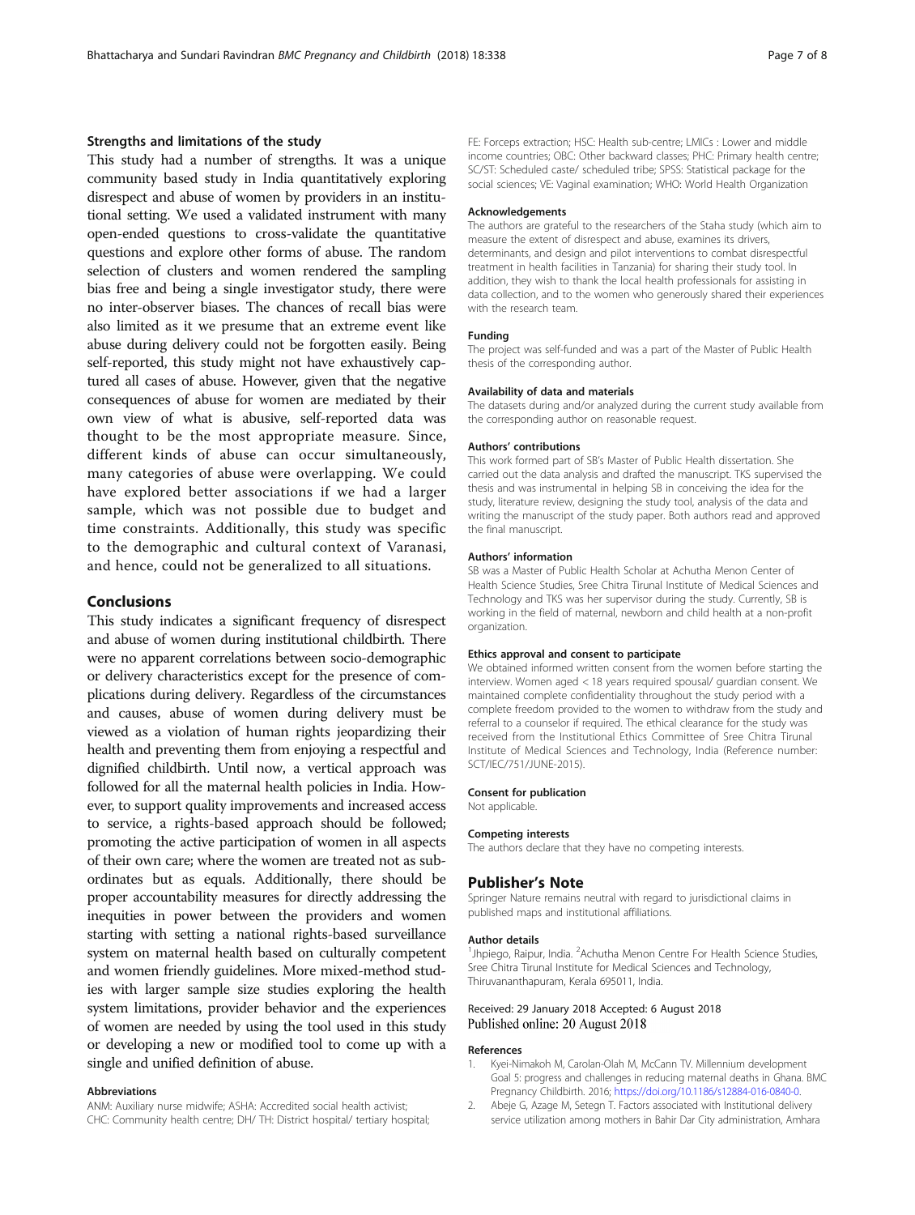## Strengths and limitations of the study

This study had a number of strengths. It was a unique community based study in India quantitatively exploring disrespect and abuse of women by providers in an institutional setting. We used a validated instrument with many open-ended questions to cross-validate the quantitative questions and explore other forms of abuse. The random selection of clusters and women rendered the sampling bias free and being a single investigator study, there were no inter-observer biases. The chances of recall bias were also limited as it we presume that an extreme event like abuse during delivery could not be forgotten easily. Being self-reported, this study might not have exhaustively captured all cases of abuse. However, given that the negative consequences of abuse for women are mediated by their own view of what is abusive, self-reported data was thought to be the most appropriate measure. Since, different kinds of abuse can occur simultaneously, many categories of abuse were overlapping. We could have explored better associations if we had a larger sample, which was not possible due to budget and time constraints. Additionally, this study was specific to the demographic and cultural context of Varanasi, and hence, could not be generalized to all situations.

# Conclusions

This study indicates a significant frequency of disrespect and abuse of women during institutional childbirth. There were no apparent correlations between socio-demographic or delivery characteristics except for the presence of complications during delivery. Regardless of the circumstances and causes, abuse of women during delivery must be viewed as a violation of human rights jeopardizing their health and preventing them from enjoying a respectful and dignified childbirth. Until now, a vertical approach was followed for all the maternal health policies in India. However, to support quality improvements and increased access to service, a rights-based approach should be followed; promoting the active participation of women in all aspects of their own care; where the women are treated not as subordinates but as equals. Additionally, there should be proper accountability measures for directly addressing the inequities in power between the providers and women starting with setting a national rights-based surveillance system on maternal health based on culturally competent and women friendly guidelines. More mixed-method studies with larger sample size studies exploring the health system limitations, provider behavior and the experiences of women are needed by using the tool used in this study or developing a new or modified tool to come up with a single and unified definition of abuse.

#### Abbreviations

ANM: Auxiliary nurse midwife; ASHA: Accredited social health activist; CHC: Community health centre; DH/ TH: District hospital/ tertiary hospital; FE: Forceps extraction; HSC: Health sub-centre; LMICs : Lower and middle income countries; OBC: Other backward classes; PHC: Primary health centre; SC/ST: Scheduled caste/ scheduled tribe; SPSS: Statistical package for the social sciences; VE: Vaginal examination; WHO: World Health Organization

#### Acknowledgements

The authors are grateful to the researchers of the Staha study (which aim to measure the extent of disrespect and abuse, examines its drivers, determinants, and design and pilot interventions to combat disrespectful treatment in health facilities in Tanzania) for sharing their study tool. In addition, they wish to thank the local health professionals for assisting in data collection, and to the women who generously shared their experiences with the research team.

#### Funding

The project was self-funded and was a part of the Master of Public Health thesis of the corresponding author.

#### Availability of data and materials

The datasets during and/or analyzed during the current study available from the corresponding author on reasonable request.

#### Authors' contributions

This work formed part of SB's Master of Public Health dissertation. She carried out the data analysis and drafted the manuscript. TKS supervised the thesis and was instrumental in helping SB in conceiving the idea for the study, literature review, designing the study tool, analysis of the data and writing the manuscript of the study paper. Both authors read and approved the final manuscript.

#### Authors' information

SB was a Master of Public Health Scholar at Achutha Menon Center of Health Science Studies, Sree Chitra Tirunal Institute of Medical Sciences and Technology and TKS was her supervisor during the study. Currently, SB is working in the field of maternal, newborn and child health at a non-profit organization.

#### Ethics approval and consent to participate

We obtained informed written consent from the women before starting the interview. Women aged < 18 years required spousal/ guardian consent. We maintained complete confidentiality throughout the study period with a complete freedom provided to the women to withdraw from the study and referral to a counselor if required. The ethical clearance for the study was received from the Institutional Ethics Committee of Sree Chitra Tirunal Institute of Medical Sciences and Technology, India (Reference number: SCT/IEC/751/JUNE-2015).

#### Consent for publication

Not applicable.

#### Competing interests

The authors declare that they have no competing interests.

## Publisher's Note

Springer Nature remains neutral with regard to jurisdictional claims in published maps and institutional affiliations.

#### Author details

[1]Jhpiego, Raipur, India. [2]Achutha Menon Centre For Health Science Studies, Sree Chitra Tirunal Institute for Medical Sciences and Technology, Thiruvananthapuram, Kerala 695011, India.

Received: 29 January 2018 Accepted: 6 August 2018
Published online: 20 August 2018

#### References

1. Kyei-Nimakoh M, Carolan-Olah M, McCann TV. Millennium development Goal 5: progress and challenges in reducing maternal deaths in Ghana. BMC Pregnancy Childbirth. 2016; https://doi.org/10.1186/s12884-016-0840-0.
2. Abeje G, Azage M, Setegn T. Factors associated with Institutional delivery service utilization among mothers in Bahir Dar City administration, Amhara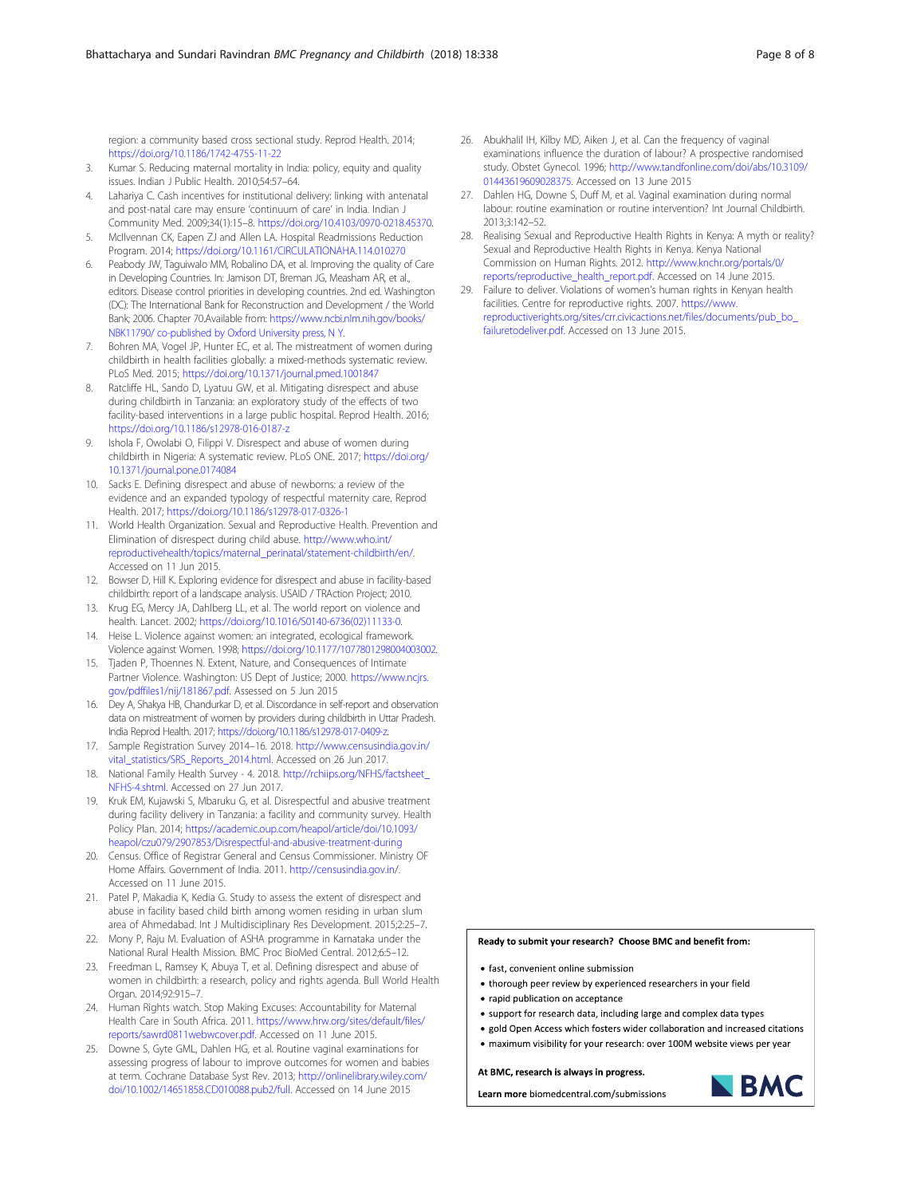region: a community based cross sectional study. Reprod Health. 2014; https://doi.org/10.1186/1742-4755-11-22

3. Kumar S. Reducing maternal mortality in India: policy, equity and quality issues. Indian J Public Health. 2010;54:57–64.
4. Lahariya C. Cash incentives for institutional delivery: linking with antenatal and post-natal care may ensure 'continuum of care' in India. Indian J Community Med. 2009;34(1):15–8. https://doi.org/10.4103/0970-0218.45370.
5. McIlvennan CK, Eapen ZJ and Allen LA. Hospital Readmissions Reduction Program. 2014; https://doi.org/10.1161/CIRCULATIONAHA.114.010270
6. Peabody JW, Taguiwalo MM, Robalino DA, et al. Improving the quality of Care in Developing Countries. In: Jamison DT, Breman JG, Measham AR, et al., editors. Disease control priorities in developing countries. 2nd ed. Washington (DC): The International Bank for Reconstruction and Development / the World Bank; 2006. Chapter 70.Available from: https://www.ncbi.nlm.nih.gov/books/NBK11790/ co-published by Oxford University press, N Y.
7. Bohren MA, Vogel JP, Hunter EC, et al. The mistreatment of women during childbirth in health facilities globally: a mixed-methods systematic review. PLoS Med. 2015; https://doi.org/10.1371/journal.pmed.1001847
8. Ratcliffe HL, Sando D, Lyatuu GW, et al. Mitigating disrespect and abuse during childbirth in Tanzania: an exploratory study of the effects of two facility-based interventions in a large public hospital. Reprod Health. 2016; https://doi.org/10.1186/s12978-016-0187-z
9. Ishola F, Owolabi O, Filippi V. Disrespect and abuse of women during childbirth in Nigeria: A systematic review. PLoS ONE. 2017; https://doi.org/10.1371/journal.pone.0174084
10. Sacks E. Defining disrespect and abuse of newborns: a review of the evidence and an expanded typology of respectful maternity care. Reprod Health. 2017; https://doi.org/10.1186/s12978-017-0326-1
11. World Health Organization. Sexual and Reproductive Health. Prevention and Elimination of disrespect during child abuse. http://www.who.int/reproductivehealth/topics/maternal_perinatal/statement-childbirth/en/. Accessed on 11 Jun 2015.
12. Bowser D, Hill K. Exploring evidence for disrespect and abuse in facility-based childbirth: report of a landscape analysis. USAID / TRAction Project; 2010.
13. Krug EG, Mercy JA, Dahlberg LL, et al. The world report on violence and health. Lancet. 2002; https://doi.org/10.1016/S0140-6736(02)11133-0.
14. Heise L. Violence against women: an integrated, ecological framework. Violence against Women. 1998; https://doi.org/10.1177/1077801298004003002.
15. Tjaden P, Thoennes N. Extent, Nature, and Consequences of Intimate Partner Violence. Washington: US Dept of Justice; 2000. https://www.ncjrs.gov/pdffiles1/nij/181867.pdf. Assessed on 5 Jun 2015
16. Dey A, Shakya HB, Chandurkar D, et al. Discordance in self-report and observation data on mistreatment of women by providers during childbirth in Uttar Pradesh, India Reprod Health. 2017; https://doi.org/10.1186/s12978-017-0409-z.
17. Sample Registration Survey 2014–16. 2018. http://www.censusindia.gov.in/vital_statistics/SRS_Reports_2014.html. Accessed on 26 Jun 2017.
18. National Family Health Survey - 4. 2018. http://rchiips.org/NFHS/factsheet_NFHS-4.shtml. Accessed on 27 Jun 2017.
19. Kruk EM, Kujawski S, Mbaruku G, et al. Disrespectful and abusive treatment during facility delivery in Tanzania: a facility and community survey. Health Policy Plan. 2014; https://academic.oup.com/heapol/article/doi/10.1093/heapol/czu079/2907853/Disrespectful-and-abusive-treatment-during
20. Census. Office of Registrar General and Census Commissioner. Ministry OF Home Affairs. Government of India. 2011. http://censusindia.gov.in/. Accessed on 11 June 2015.
21. Patel P, Makadia K, Kedia G. Study to assess the extent of disrespect and abuse in facility based child birth among women residing in urban slum area of Ahmedabad. Int J Multidisciplinary Res Development. 2015;2:25–7.
22. Mony P, Raju M. Evaluation of ASHA programme in Karnataka under the National Rural Health Mission. BMC Proc BioMed Central. 2012;6:5–12.
23. Freedman L, Ramsey K, Abuya T, et al. Defining disrespect and abuse of women in childbirth: a research, policy and rights agenda. Bull World Health Organ. 2014;92:915–7.
24. Human Rights watch. Stop Making Excuses: Accountability for Maternal Health Care in South Africa. 2011. https://www.hrw.org/sites/default/files/reports/sawrd0811webwcover.pdf. Accessed on 11 June 2015.
25. Downe S, Gyte GML, Dahlen HG, et al. Routine vaginal examinations for assessing progress of labour to improve outcomes for women and babies at term. Cochrane Database Syst Rev. 2013; http://onlinelibrary.wiley.com/doi/10.1002/14651858.CD010088.pub2/full. Accessed on 14 June 2015
26. Abukhalil IH, Kilby MD, Aiken J, et al. Can the frequency of vaginal examinations influence the duration of labour? A prospective randomised study. Obstet Gynecol. 1996; http://www.tandfonline.com/doi/abs/10.3109/01443619609028375. Accessed on 13 June 2015
27. Dahlen HG, Downe S, Duff M, et al. Vaginal examination during normal labour: routine examination or routine intervention? Int Journal Childbirth. 2013;3:142–52.
28. Realising Sexual and Reproductive Health Rights in Kenya: A myth or reality? Sexual and Reproductive Health Rights in Kenya. Kenya National Commission on Human Rights. 2012. http://www.knchr.org/portals/0/reports/reproductive_health_report.pdf. Accessed on 14 June 2015.
29. Failure to deliver. Violations of women's human rights in Kenyan health facilities. Centre for reproductive rights. 2007. https://www.reproductiverights.org/sites/crr.civicactions.net/files/documents/pub_bo_failuretodeliver.pdf. Accessed on 13 June 2015.

**Ready to submit your research? Choose BMC and benefit from:**

- fast, convenient online submission
- thorough peer review by experienced researchers in your field
- rapid publication on acceptance
- support for research data, including large and complex data types
- gold Open Access which fosters wider collaboration and increased citations
- maximum visibility for your research: over 100M website views per year

**At BMC, research is always in progress.**

**Learn more** biomedcentral.com/submissions

BMC